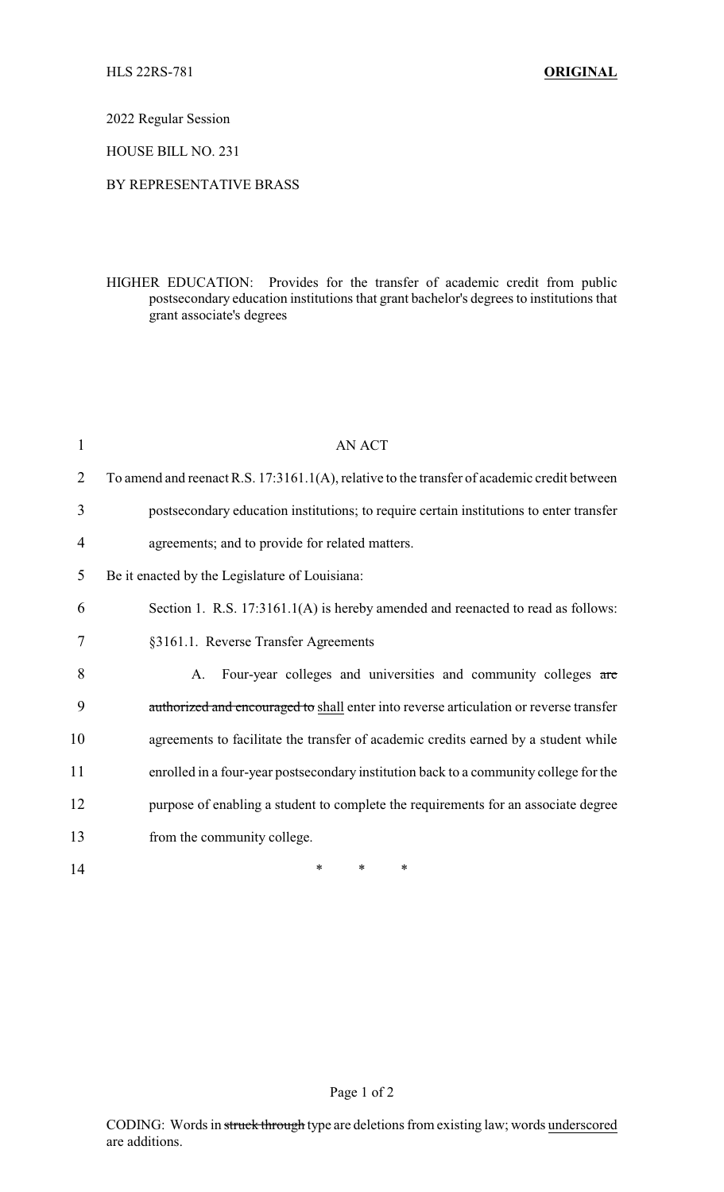HLS 22RS-781 **ORIGINAL**

2022 Regular Session

HOUSE BILL NO. 231

BY REPRESENTATIVE BRASS

HIGHER EDUCATION: Provides for the transfer of academic credit from public postsecondary education institutions that grant bachelor's degrees to institutions that grant associate's degrees

1 AN ACT

2 To amend and reenact R.S. 17:3161.1(A), relative to the transfer of academic credit between

3 postsecondary education institutions; to require certain institutions to enter transfer

4 agreements; and to provide for related matters.

5 Be it enacted by the Legislature of Louisiana:

6 Section 1. R.S. 17:3161.1(A) is hereby amended and reenacted to read as follows:

7 §3161.1. Reverse Transfer Agreements

8 A. Four-year colleges and universities and community colleges ~~are~~

9 ~~authorized and encouraged to~~ <u>shall</u> enter into reverse articulation or reverse transfer

10 agreements to facilitate the transfer of academic credits earned by a student while

11 enrolled in a four-year postsecondary institution back to a community college for the

12 purpose of enabling a student to complete the requirements for an associate degree

13 from the community college.

14 * * *

CODING: Words in ~~struck through~~ type are deletions from existing law; words <u>underscored</u> are additions.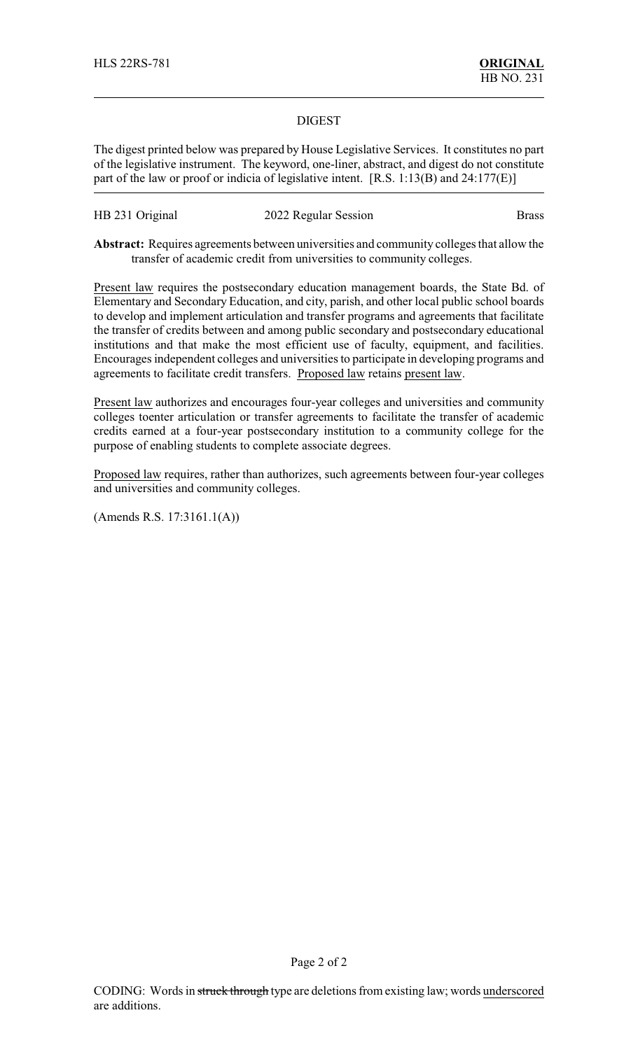HLS 22RS-781 **ORIGINAL**
HB NO. 231

DIGEST

The digest printed below was prepared by House Legislative Services. It constitutes no part of the legislative instrument. The keyword, one-liner, abstract, and digest do not constitute part of the law or proof or indicia of legislative intent. [R.S. 1:13(B) and 24:177(E)]

HB 231 Original 2022 Regular Session Brass

**Abstract:** Requires agreements between universities and community colleges that allow the transfer of academic credit from universities to community colleges.

Present law requires the postsecondary education management boards, the State Bd. of Elementary and Secondary Education, and city, parish, and other local public school boards to develop and implement articulation and transfer programs and agreements that facilitate the transfer of credits between and among public secondary and postsecondary educational institutions and that make the most efficient use of faculty, equipment, and facilities. Encourages independent colleges and universities to participate in developing programs and agreements to facilitate credit transfers. Proposed law retains present law.

Present law authorizes and encourages four-year colleges and universities and community colleges toenter articulation or transfer agreements to facilitate the transfer of academic credits earned at a four-year postsecondary institution to a community college for the purpose of enabling students to complete associate degrees.

Proposed law requires, rather than authorizes, such agreements between four-year colleges and universities and community colleges.

(Amends R.S. 17:3161.1(A))

CODING: Words in ~~struck through~~ type are deletions from existing law; words underscored are additions.